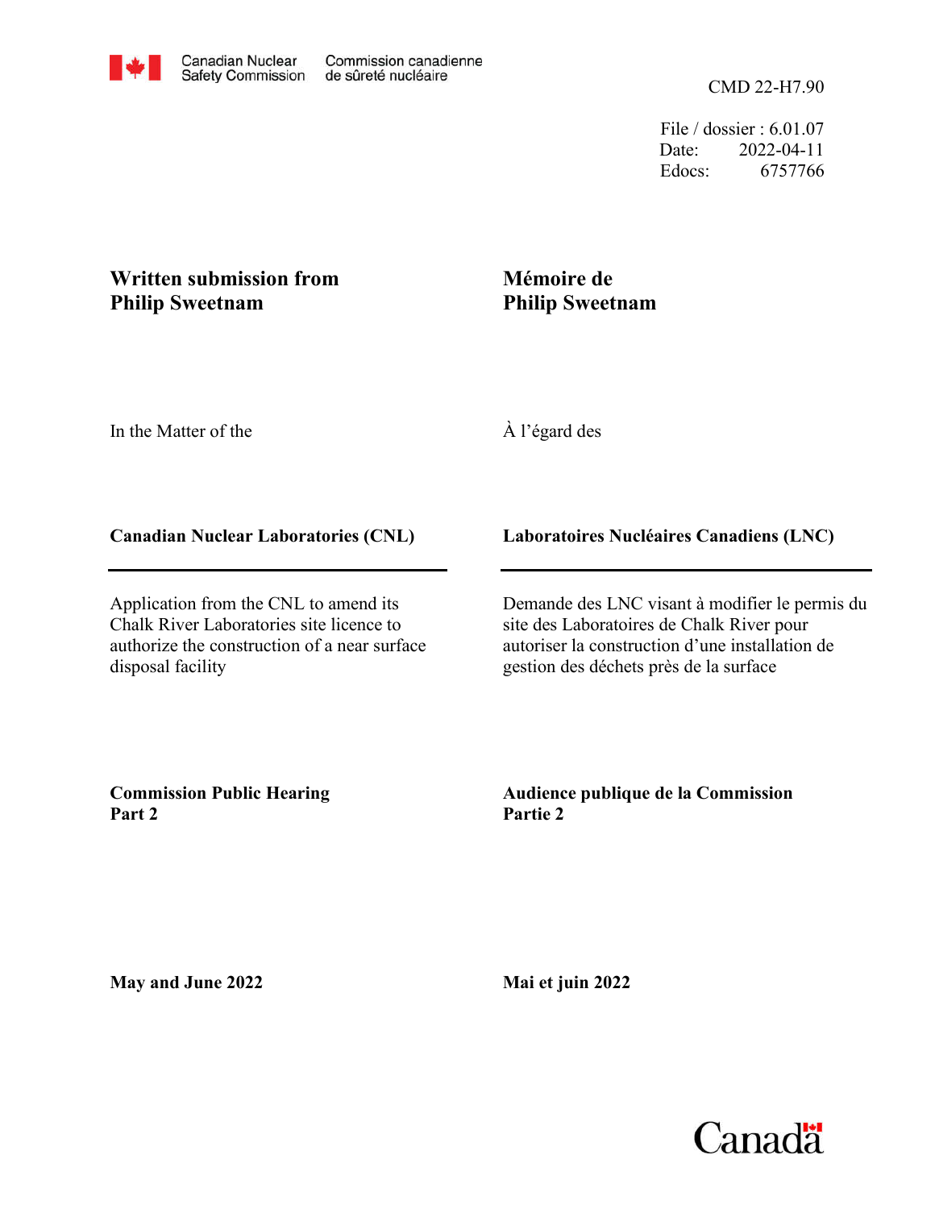Canadian Nuclear Safety Commission | Commission canadienne de sûreté nucléaire

CMD 22-H7.90

File / dossier : 6.01.07
Date: 2022-04-11
Edocs: 6757766

**Written submission from Philip Sweetnam**

**Mémoire de Philip Sweetnam**

In the Matter of the

À l'égard des

**Canadian Nuclear Laboratories (CNL)**

**Laboratoires Nucléaires Canadiens (LNC)**

Application from the CNL to amend its Chalk River Laboratories site licence to authorize the construction of a near surface disposal facility

Demande des LNC visant à modifier le permis du site des Laboratoires de Chalk River pour autoriser la construction d'une installation de gestion des déchets près de la surface

**Commission Public Hearing**
**Part 2**

**Audience publique de la Commission**
**Partie 2**

**May and June 2022**

**Mai et juin 2022**

Canada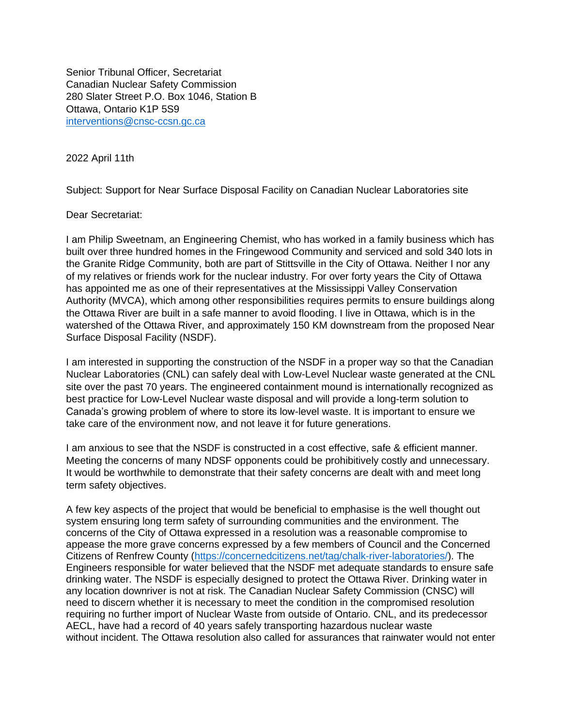Senior Tribunal Officer, Secretariat
Canadian Nuclear Safety Commission
280 Slater Street P.O. Box 1046, Station B
Ottawa, Ontario K1P 5S9
[interventions@cnsc-ccsn.gc.ca](mailto:interventions@cnsc-ccsn.gc.ca)

2022 April 11th

Subject: Support for Near Surface Disposal Facility on Canadian Nuclear Laboratories site

Dear Secretariat:

I am Philip Sweetnam, an Engineering Chemist, who has worked in a family business which has built over three hundred homes in the Fringewood Community and serviced and sold 340 lots in the Granite Ridge Community, both are part of Stittsville in the City of Ottawa. Neither I nor any of my relatives or friends work for the nuclear industry. For over forty years the City of Ottawa has appointed me as one of their representatives at the Mississippi Valley Conservation Authority (MVCA), which among other responsibilities requires permits to ensure buildings along the Ottawa River are built in a safe manner to avoid flooding. I live in Ottawa, which is in the watershed of the Ottawa River, and approximately 150 KM downstream from the proposed Near Surface Disposal Facility (NSDF).

I am interested in supporting the construction of the NSDF in a proper way so that the Canadian Nuclear Laboratories (CNL) can safely deal with Low-Level Nuclear waste generated at the CNL site over the past 70 years. The engineered containment mound is internationally recognized as best practice for Low-Level Nuclear waste disposal and will provide a long-term solution to Canada's growing problem of where to store its low-level waste. It is important to ensure we take care of the environment now, and not leave it for future generations.

I am anxious to see that the NSDF is constructed in a cost effective, safe & efficient manner. Meeting the concerns of many NDSF opponents could be prohibitively costly and unnecessary. It would be worthwhile to demonstrate that their safety concerns are dealt with and meet long term safety objectives.

A few key aspects of the project that would be beneficial to emphasise is the well thought out system ensuring long term safety of surrounding communities and the environment. The concerns of the City of Ottawa expressed in a resolution was a reasonable compromise to appease the more grave concerns expressed by a few members of Council and the Concerned Citizens of Renfrew County ([https://concernedcitizens.net/tag/chalk-river-laboratories/](https://concernedcitizens.net/tag/chalk-river-laboratories/)). The Engineers responsible for water believed that the NSDF met adequate standards to ensure safe drinking water. The NSDF is especially designed to protect the Ottawa River. Drinking water in any location downriver is not at risk. The Canadian Nuclear Safety Commission (CNSC) will need to discern whether it is necessary to meet the condition in the compromised resolution requiring no further import of Nuclear Waste from outside of Ontario. CNL, and its predecessor AECL, have had a record of 40 years safely transporting hazardous nuclear waste without incident. The Ottawa resolution also called for assurances that rainwater would not enter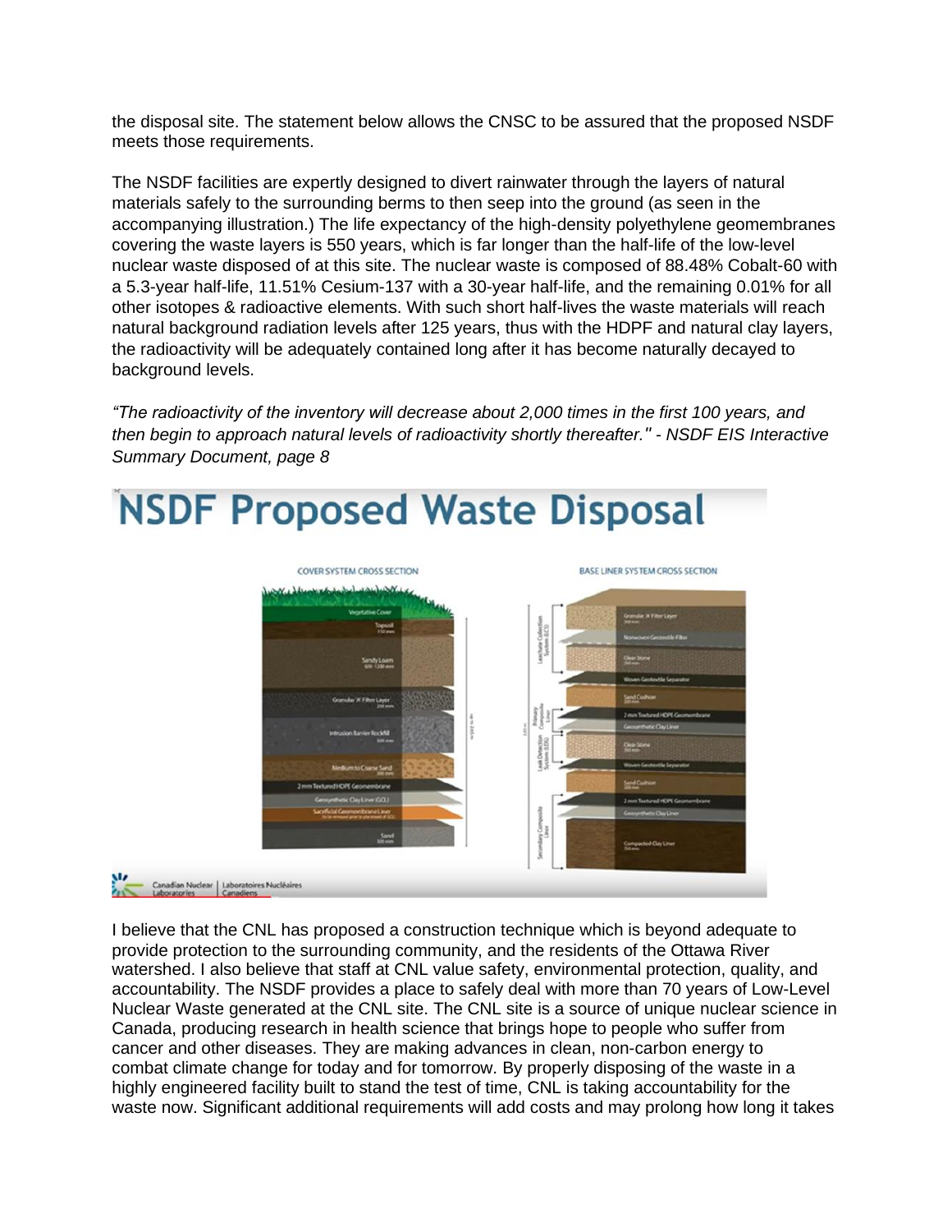the disposal site. The statement below allows the CNSC to be assured that the proposed NSDF meets those requirements.

The NSDF facilities are expertly designed to divert rainwater through the layers of natural materials safely to the surrounding berms to then seep into the ground (as seen in the accompanying illustration.) The life expectancy of the high-density polyethylene geomembranes covering the waste layers is 550 years, which is far longer than the half-life of the low-level nuclear waste disposed of at this site. The nuclear waste is composed of 88.48% Cobalt-60 with a 5.3-year half-life, 11.51% Cesium-137 with a 30-year half-life, and the remaining 0.01% for all other isotopes & radioactive elements. With such short half-lives the waste materials will reach natural background radiation levels after 125 years, thus with the HDPF and natural clay layers, the radioactivity will be adequately contained long after it has become naturally decayed to background levels.

*"The radioactivity of the inventory will decrease about 2,000 times in the first 100 years, and then begin to approach natural levels of radioactivity shortly thereafter." - NSDF EIS Interactive Summary Document, page 8*

# NSDF Proposed Waste Disposal

COVER SYSTEM CROSS SECTION

BASE LINER SYSTEM CROSS SECTION

Canadian Nuclear Laboratories | Laboratoires Nucléaires Canadiens

I believe that the CNL has proposed a construction technique which is beyond adequate to provide protection to the surrounding community, and the residents of the Ottawa River watershed. I also believe that staff at CNL value safety, environmental protection, quality, and accountability. The NSDF provides a place to safely deal with more than 70 years of Low-Level Nuclear Waste generated at the CNL site. The CNL site is a source of unique nuclear science in Canada, producing research in health science that brings hope to people who suffer from cancer and other diseases. They are making advances in clean, non-carbon energy to combat climate change for today and for tomorrow. By properly disposing of the waste in a highly engineered facility built to stand the test of time, CNL is taking accountability for the waste now. Significant additional requirements will add costs and may prolong how long it takes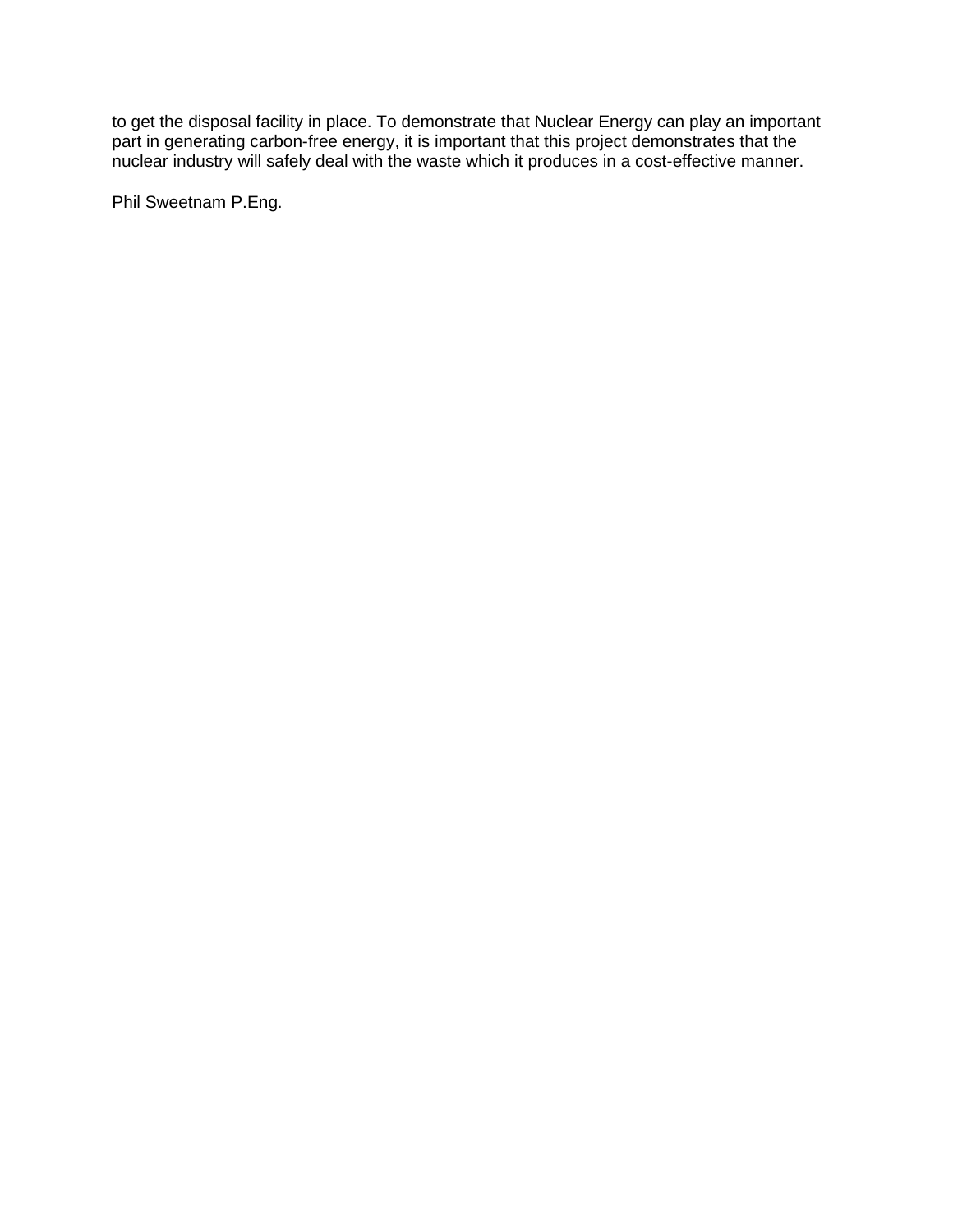to get the disposal facility in place. To demonstrate that Nuclear Energy can play an important part in generating carbon-free energy, it is important that this project demonstrates that the nuclear industry will safely deal with the waste which it produces in a cost-effective manner.

Phil Sweetnam P.Eng.